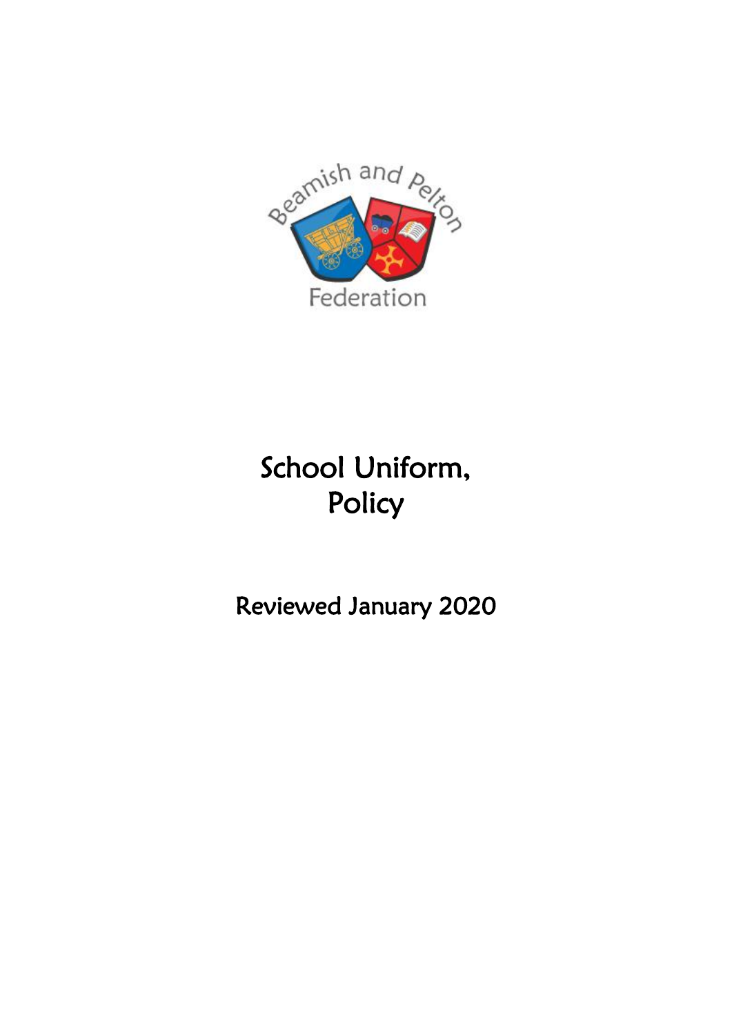Beamish and Pelton Federation

# School Uniform, Policy

Reviewed January 2020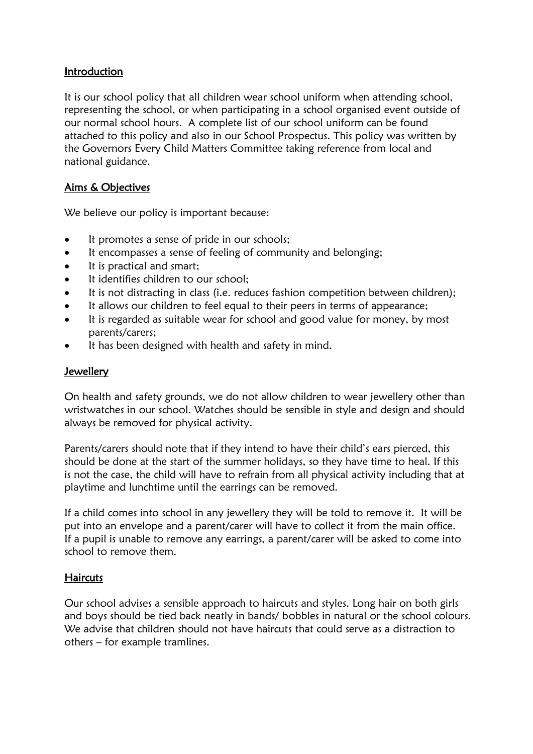## Introduction

It is our school policy that all children wear school uniform when attending school, representing the school, or when participating in a school organised event outside of our normal school hours. A complete list of our school uniform can be found attached to this policy and also in our School Prospectus. This policy was written by the Governors Every Child Matters Committee taking reference from local and national guidance.

## Aims & Objectives

We believe our policy is important because:

- It promotes a sense of pride in our schools;
- It encompasses a sense of feeling of community and belonging;
- It is practical and smart;
- It identifies children to our school;
- It is not distracting in class (i.e. reduces fashion competition between children);
- It allows our children to feel equal to their peers in terms of appearance;
- It is regarded as suitable wear for school and good value for money, by most parents/carers;
- It has been designed with health and safety in mind.

## Jewellery

On health and safety grounds, we do not allow children to wear jewellery other than wristwatches in our school. Watches should be sensible in style and design and should always be removed for physical activity.

Parents/carers should note that if they intend to have their child's ears pierced, this should be done at the start of the summer holidays, so they have time to heal. If this is not the case, the child will have to refrain from all physical activity including that at playtime and lunchtime until the earrings can be removed.

If a child comes into school in any jewellery they will be told to remove it. It will be put into an envelope and a parent/carer will have to collect it from the main office. If a pupil is unable to remove any earrings, a parent/carer will be asked to come into school to remove them.

## Haircuts

Our school advises a sensible approach to haircuts and styles. Long hair on both girls and boys should be tied back neatly in bands/ bobbles in natural or the school colours. We advise that children should not have haircuts that could serve as a distraction to others – for example tramlines.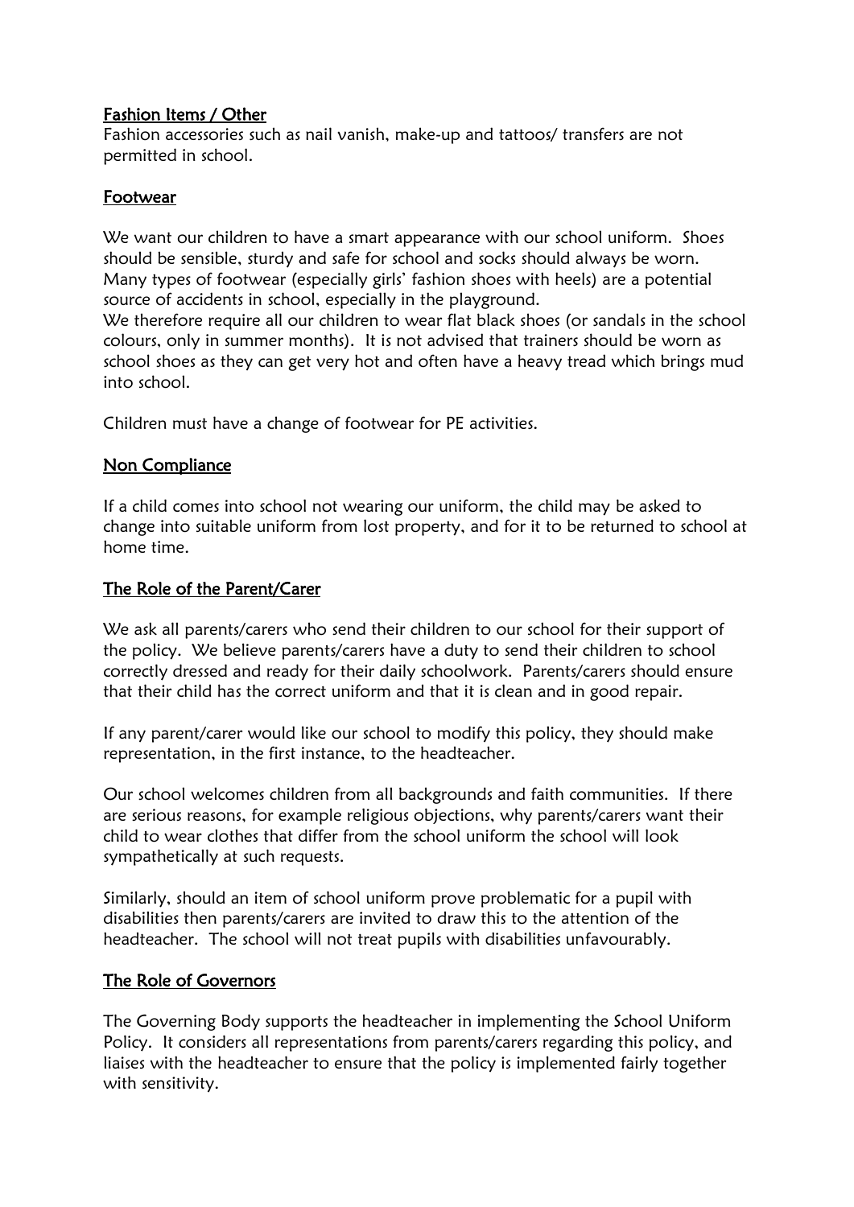## Fashion Items / Other

Fashion accessories such as nail vanish, make-up and tattoos/ transfers are not permitted in school.

## Footwear

We want our children to have a smart appearance with our school uniform. Shoes should be sensible, sturdy and safe for school and socks should always be worn. Many types of footwear (especially girls' fashion shoes with heels) are a potential source of accidents in school, especially in the playground.
We therefore require all our children to wear flat black shoes (or sandals in the school colours, only in summer months). It is not advised that trainers should be worn as school shoes as they can get very hot and often have a heavy tread which brings mud into school.

Children must have a change of footwear for PE activities.

## Non Compliance

If a child comes into school not wearing our uniform, the child may be asked to change into suitable uniform from lost property, and for it to be returned to school at home time.

## The Role of the Parent/Carer

We ask all parents/carers who send their children to our school for their support of the policy. We believe parents/carers have a duty to send their children to school correctly dressed and ready for their daily schoolwork. Parents/carers should ensure that their child has the correct uniform and that it is clean and in good repair.

If any parent/carer would like our school to modify this policy, they should make representation, in the first instance, to the headteacher.

Our school welcomes children from all backgrounds and faith communities. If there are serious reasons, for example religious objections, why parents/carers want their child to wear clothes that differ from the school uniform the school will look sympathetically at such requests.

Similarly, should an item of school uniform prove problematic for a pupil with disabilities then parents/carers are invited to draw this to the attention of the headteacher. The school will not treat pupils with disabilities unfavourably.

## The Role of Governors

The Governing Body supports the headteacher in implementing the School Uniform Policy. It considers all representations from parents/carers regarding this policy, and liaises with the headteacher to ensure that the policy is implemented fairly together with sensitivity.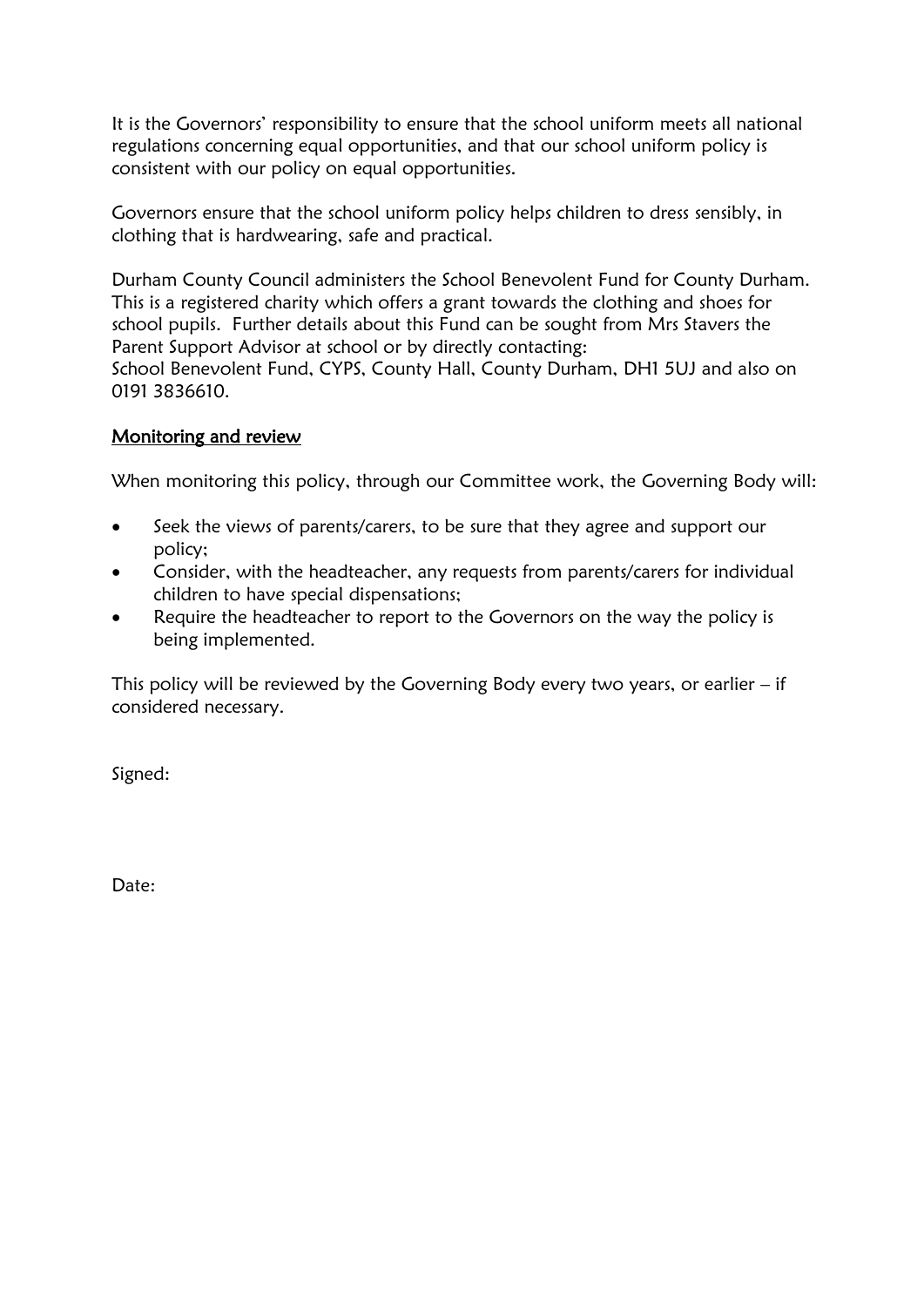It is the Governors' responsibility to ensure that the school uniform meets all national regulations concerning equal opportunities, and that our school uniform policy is consistent with our policy on equal opportunities.

Governors ensure that the school uniform policy helps children to dress sensibly, in clothing that is hardwearing, safe and practical.

Durham County Council administers the School Benevolent Fund for County Durham. This is a registered charity which offers a grant towards the clothing and shoes for school pupils. Further details about this Fund can be sought from Mrs Stavers the Parent Support Advisor at school or by directly contacting:
School Benevolent Fund, CYPS, County Hall, County Durham, DH1 5UJ and also on 0191 3836610.

## Monitoring and review

When monitoring this policy, through our Committee work, the Governing Body will:

- Seek the views of parents/carers, to be sure that they agree and support our policy;
- Consider, with the headteacher, any requests from parents/carers for individual children to have special dispensations;
- Require the headteacher to report to the Governors on the way the policy is being implemented.

This policy will be reviewed by the Governing Body every two years, or earlier – if considered necessary.

Signed:

Date: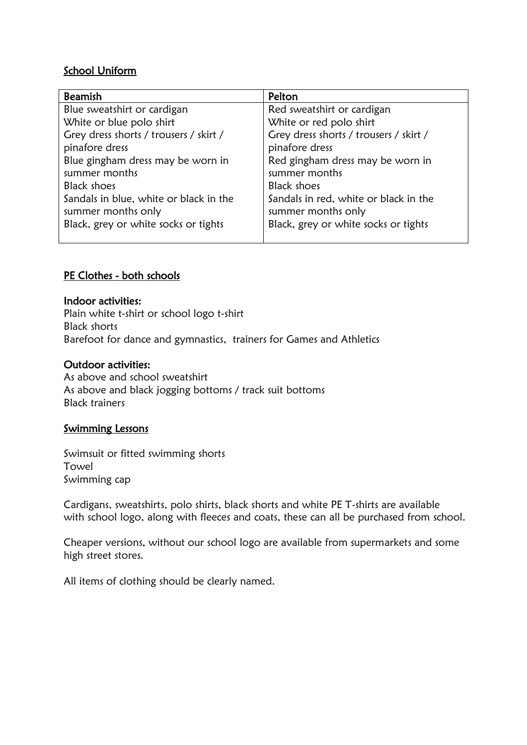## School Uniform

| Beamish | Pelton |
|---|---|
| Blue sweatshirt or cardigan<br>White or blue polo shirt<br>Grey dress shorts / trousers / skirt / pinafore dress<br>Blue gingham dress may be worn in summer months<br>Black shoes<br>Sandals in blue, white or black in the summer months only<br>Black, grey or white socks or tights | Red sweatshirt or cardigan<br>White or red polo shirt<br>Grey dress shorts / trousers / skirt / pinafore dress<br>Red gingham dress may be worn in summer months<br>Black shoes<br>Sandals in red, white or black in the summer months only<br>Black, grey or white socks or tights |

## PE Clothes - both schools

**Indoor activities:**
Plain white t-shirt or school logo t-shirt
Black shorts
Barefoot for dance and gymnastics, trainers for Games and Athletics

**Outdoor activities:**
As above and school sweatshirt
As above and black jogging bottoms / track suit bottoms
Black trainers

## Swimming Lessons

Swimsuit or fitted swimming shorts
Towel
Swimming cap

Cardigans, sweatshirts, polo shirts, black shorts and white PE T-shirts are available with school logo, along with fleeces and coats, these can all be purchased from school.

Cheaper versions, without our school logo are available from supermarkets and some high street stores.

All items of clothing should be clearly named.